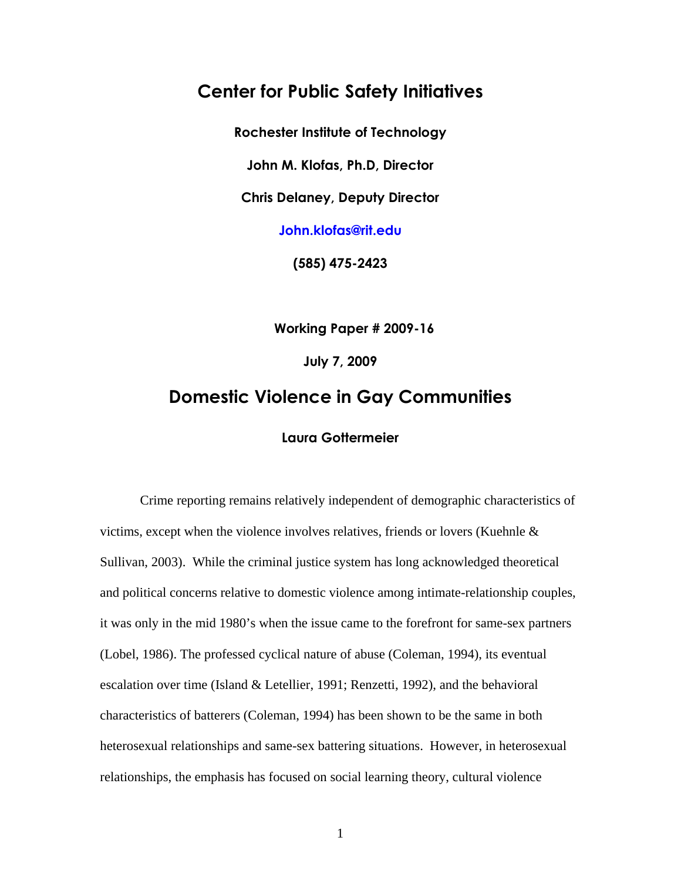# Center for Public Safety Initiatives

**Rochester Institute of Technology**

**John M. Klofas, Ph.D, Director**

**Chris Delaney, Deputy Director**

**John.klofas@rit.edu**

**(585) 475-2423**

**Working Paper # 2009-16**

**July 7, 2009**

## Domestic Violence in Gay Communities

**Laura Gottermeier**

Crime reporting remains relatively independent of demographic characteristics of victims, except when the violence involves relatives, friends or lovers (Kuehnle & Sullivan, 2003). While the criminal justice system has long acknowledged theoretical and political concerns relative to domestic violence among intimate-relationship couples, it was only in the mid 1980's when the issue came to the forefront for same-sex partners (Lobel, 1986). The professed cyclical nature of abuse (Coleman, 1994), its eventual escalation over time (Island & Letellier, 1991; Renzetti, 1992), and the behavioral characteristics of batterers (Coleman, 1994) has been shown to be the same in both heterosexual relationships and same-sex battering situations. However, in heterosexual relationships, the emphasis has focused on social learning theory, cultural violence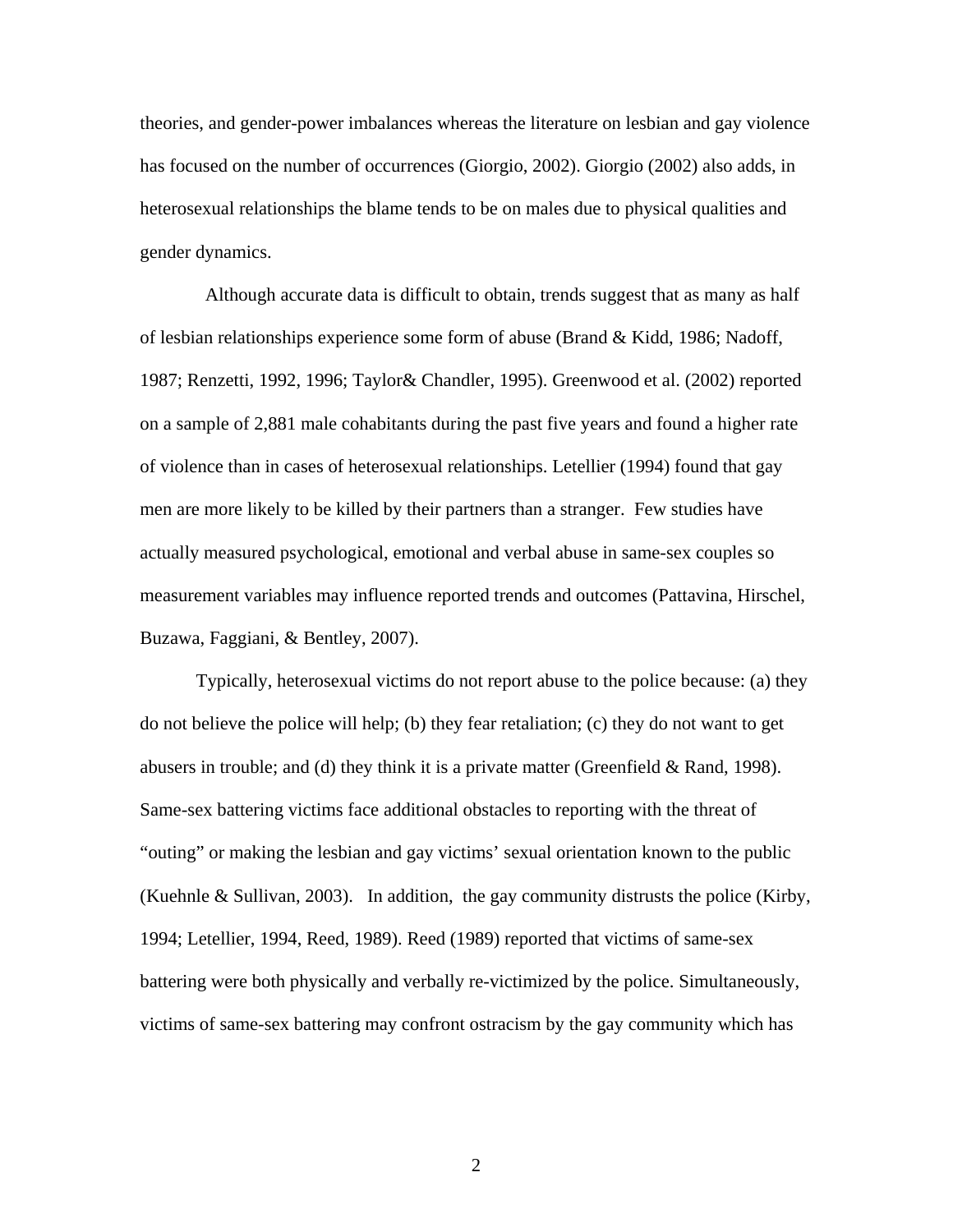theories, and gender-power imbalances whereas the literature on lesbian and gay violence has focused on the number of occurrences (Giorgio, 2002). Giorgio (2002) also adds, in heterosexual relationships the blame tends to be on males due to physical qualities and gender dynamics.

Although accurate data is difficult to obtain, trends suggest that as many as half of lesbian relationships experience some form of abuse (Brand & Kidd, 1986; Nadoff, 1987; Renzetti, 1992, 1996; Taylor& Chandler, 1995). Greenwood et al. (2002) reported on a sample of 2,881 male cohabitants during the past five years and found a higher rate of violence than in cases of heterosexual relationships. Letellier (1994) found that gay men are more likely to be killed by their partners than a stranger. Few studies have actually measured psychological, emotional and verbal abuse in same-sex couples so measurement variables may influence reported trends and outcomes (Pattavina, Hirschel, Buzawa, Faggiani, & Bentley, 2007).

Typically, heterosexual victims do not report abuse to the police because: (a) they do not believe the police will help; (b) they fear retaliation; (c) they do not want to get abusers in trouble; and (d) they think it is a private matter (Greenfield & Rand, 1998). Same-sex battering victims face additional obstacles to reporting with the threat of "outing" or making the lesbian and gay victims' sexual orientation known to the public (Kuehnle & Sullivan, 2003). In addition, the gay community distrusts the police (Kirby, 1994; Letellier, 1994, Reed, 1989). Reed (1989) reported that victims of same-sex battering were both physically and verbally re-victimized by the police. Simultaneously, victims of same-sex battering may confront ostracism by the gay community which has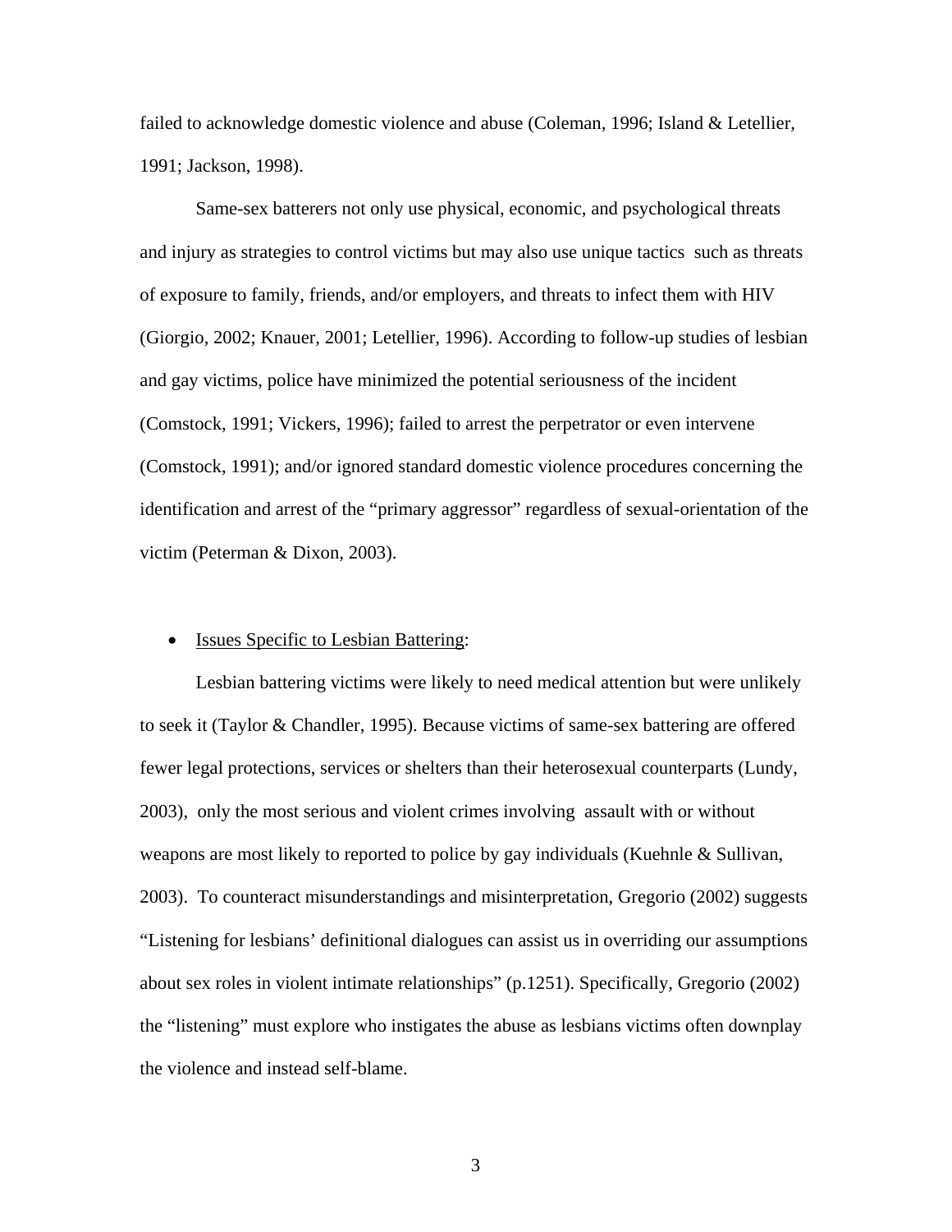failed to acknowledge domestic violence and abuse (Coleman, 1996; Island & Letellier, 1991; Jackson, 1998).

Same-sex batterers not only use physical, economic, and psychological threats and injury as strategies to control victims but may also use unique tactics such as threats of exposure to family, friends, and/or employers, and threats to infect them with HIV (Giorgio, 2002; Knauer, 2001; Letellier, 1996). According to follow-up studies of lesbian and gay victims, police have minimized the potential seriousness of the incident (Comstock, 1991; Vickers, 1996); failed to arrest the perpetrator or even intervene (Comstock, 1991); and/or ignored standard domestic violence procedures concerning the identification and arrest of the "primary aggressor" regardless of sexual-orientation of the victim (Peterman & Dixon, 2003).

- Issues Specific to Lesbian Battering:

Lesbian battering victims were likely to need medical attention but were unlikely to seek it (Taylor & Chandler, 1995). Because victims of same-sex battering are offered fewer legal protections, services or shelters than their heterosexual counterparts (Lundy, 2003), only the most serious and violent crimes involving assault with or without weapons are most likely to reported to police by gay individuals (Kuehnle & Sullivan, 2003). To counteract misunderstandings and misinterpretation, Gregorio (2002) suggests "Listening for lesbians' definitional dialogues can assist us in overriding our assumptions about sex roles in violent intimate relationships" (p.1251). Specifically, Gregorio (2002) the "listening" must explore who instigates the abuse as lesbians victims often downplay the violence and instead self-blame.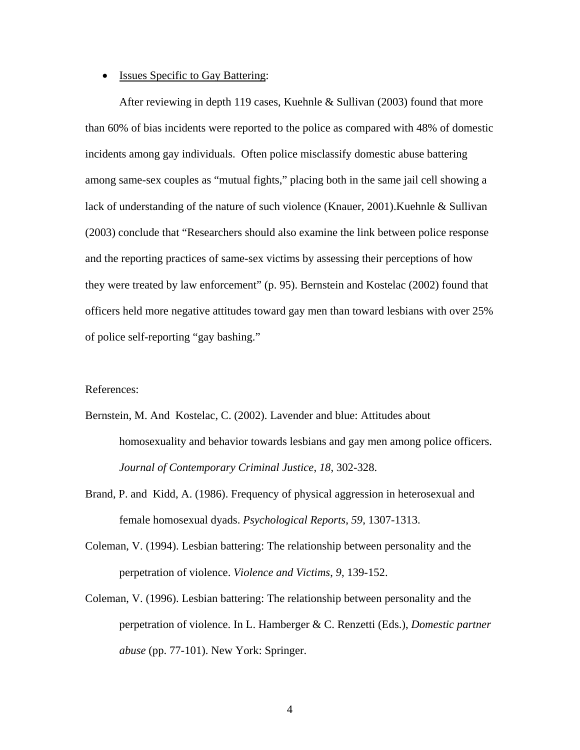- <u>Issues Specific to Gay Battering</u>:

After reviewing in depth 119 cases, Kuehnle & Sullivan (2003) found that more than 60% of bias incidents were reported to the police as compared with 48% of domestic incidents among gay individuals. Often police misclassify domestic abuse battering among same-sex couples as "mutual fights," placing both in the same jail cell showing a lack of understanding of the nature of such violence (Knauer, 2001).Kuehnle & Sullivan (2003) conclude that "Researchers should also examine the link between police response and the reporting practices of same-sex victims by assessing their perceptions of how they were treated by law enforcement" (p. 95). Bernstein and Kostelac (2002) found that officers held more negative attitudes toward gay men than toward lesbians with over 25% of police self-reporting "gay bashing."

References:

Bernstein, M. And Kostelac, C. (2002). Lavender and blue: Attitudes about homosexuality and behavior towards lesbians and gay men among police officers. *Journal of Contemporary Criminal Justice*, *18*, 302-328.

Brand, P. and Kidd, A. (1986). Frequency of physical aggression in heterosexual and female homosexual dyads. *Psychological Reports*, *59*, 1307-1313.

Coleman, V. (1994). Lesbian battering: The relationship between personality and the perpetration of violence. *Violence and Victims*, *9*, 139-152.

Coleman, V. (1996). Lesbian battering: The relationship between personality and the perpetration of violence. In L. Hamberger & C. Renzetti (Eds.), *Domestic partner abuse* (pp. 77-101). New York: Springer.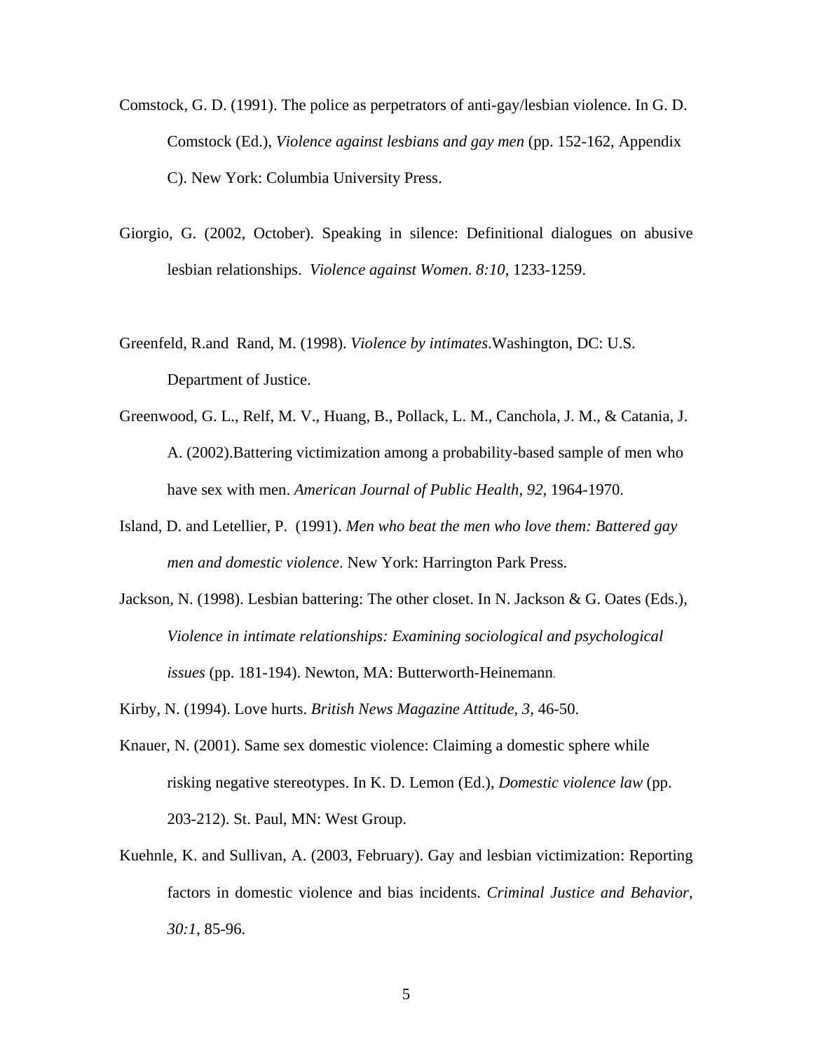Comstock, G. D. (1991). The police as perpetrators of anti-gay/lesbian violence. In G. D. Comstock (Ed.), *Violence against lesbians and gay men* (pp. 152-162, Appendix C). New York: Columbia University Press.

Giorgio, G. (2002, October). Speaking in silence: Definitional dialogues on abusive lesbian relationships. *Violence against Women*. *8:10*, 1233-1259.

Greenfeld, R.and Rand, M. (1998). *Violence by intimates*.Washington, DC: U.S. Department of Justice.

Greenwood, G. L., Relf, M. V., Huang, B., Pollack, L. M., Canchola, J. M., & Catania, J. A. (2002).Battering victimization among a probability-based sample of men who have sex with men. *American Journal of Public Health*, *92*, 1964-1970.

Island, D. and Letellier, P. (1991). *Men who beat the men who love them: Battered gay men and domestic violence*. New York: Harrington Park Press.

Jackson, N. (1998). Lesbian battering: The other closet. In N. Jackson & G. Oates (Eds.), *Violence in intimate relationships: Examining sociological and psychological issues* (pp. 181-194). Newton, MA: Butterworth-Heinemann.

Kirby, N. (1994). Love hurts. *British News Magazine Attitude*, *3*, 46-50.

Knauer, N. (2001). Same sex domestic violence: Claiming a domestic sphere while risking negative stereotypes. In K. D. Lemon (Ed.), *Domestic violence law* (pp. 203-212). St. Paul, MN: West Group.

Kuehnle, K. and Sullivan, A. (2003, February). Gay and lesbian victimization: Reporting factors in domestic violence and bias incidents. *Criminal Justice and Behavior*, *30:1*, 85-96.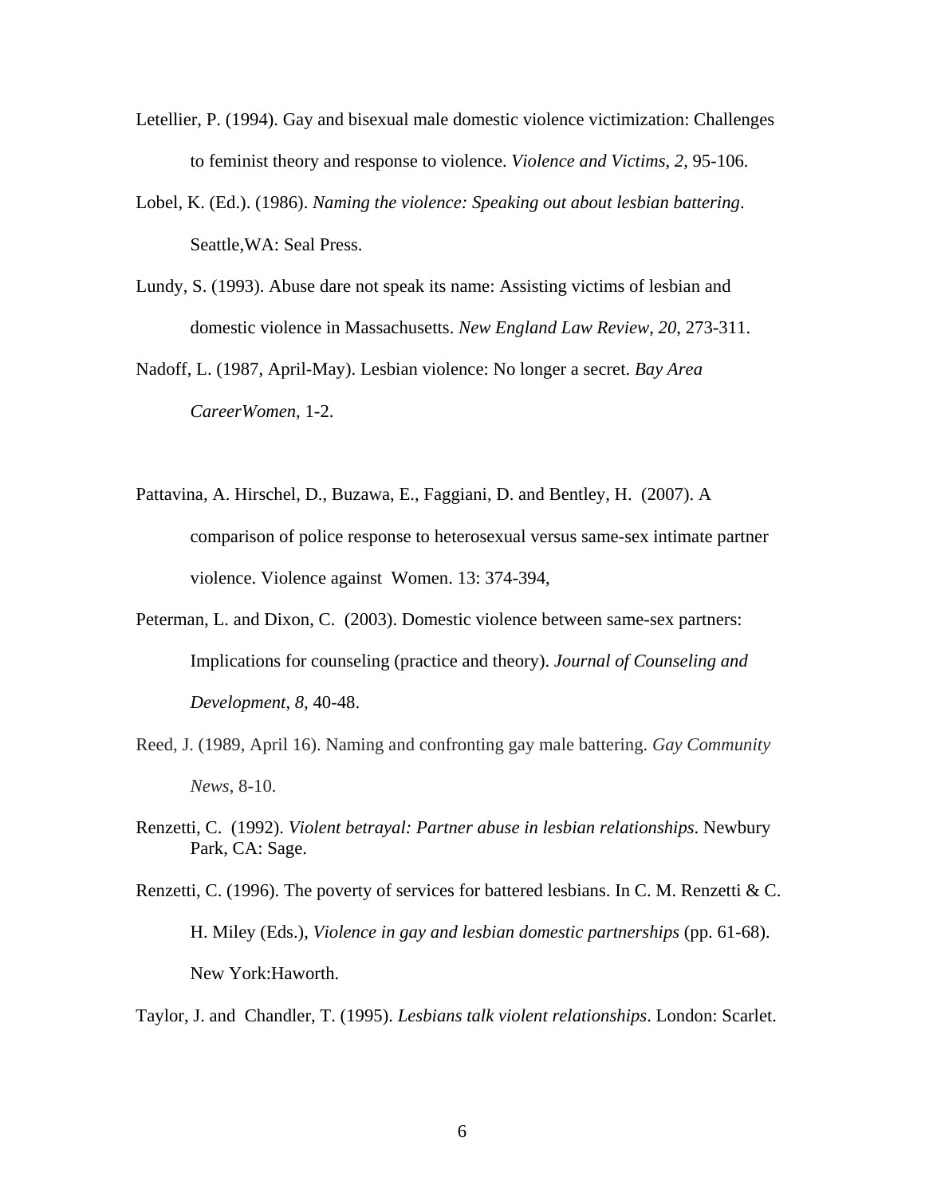Letellier, P. (1994). Gay and bisexual male domestic violence victimization: Challenges to feminist theory and response to violence. *Violence and Victims*, *2*, 95-106.

Lobel, K. (Ed.). (1986). *Naming the violence: Speaking out about lesbian battering*. Seattle,WA: Seal Press.

Lundy, S. (1993). Abuse dare not speak its name: Assisting victims of lesbian and domestic violence in Massachusetts. *New England Law Review*, *20*, 273-311.

Nadoff, L. (1987, April-May). Lesbian violence: No longer a secret. *Bay Area CareerWomen*, 1-2.

Pattavina, A. Hirschel, D., Buzawa, E., Faggiani, D. and Bentley, H. (2007). A comparison of police response to heterosexual versus same-sex intimate partner violence. Violence against Women. 13: 374-394,

Peterman, L. and Dixon, C. (2003). Domestic violence between same-sex partners: Implications for counseling (practice and theory). *Journal of Counseling and Development*, *8*, 40-48.

Reed, J. (1989, April 16). Naming and confronting gay male battering. *Gay Community News*, 8-10.

Renzetti, C. (1992). *Violent betrayal: Partner abuse in lesbian relationships*. Newbury Park, CA: Sage.

Renzetti, C. (1996). The poverty of services for battered lesbians. In C. M. Renzetti & C. H. Miley (Eds.), *Violence in gay and lesbian domestic partnerships* (pp. 61-68). New York:Haworth.

Taylor, J. and Chandler, T. (1995). *Lesbians talk violent relationships*. London: Scarlet.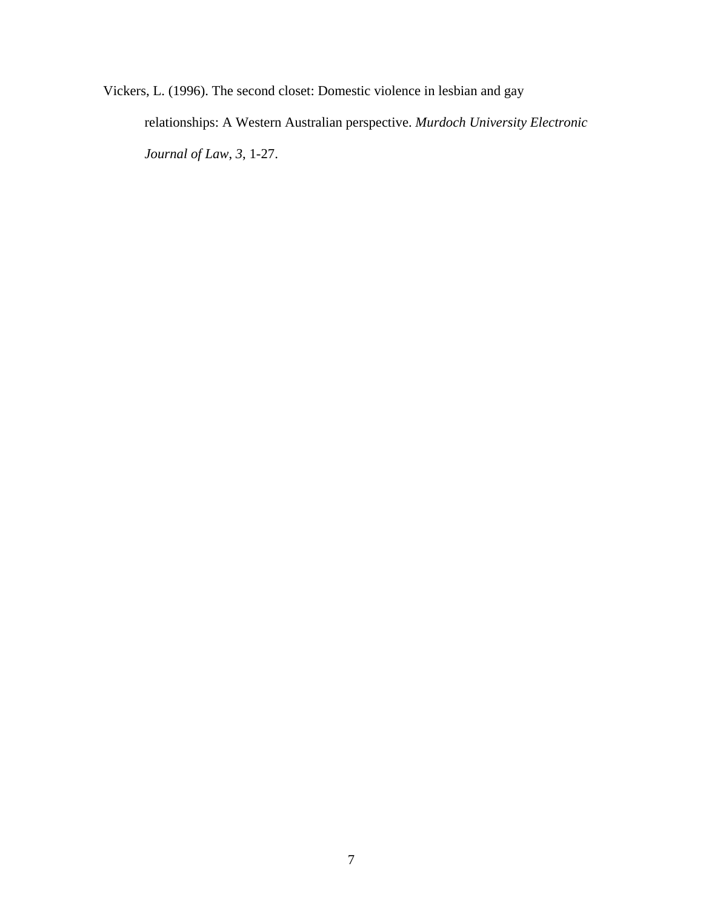Vickers, L. (1996). The second closet: Domestic violence in lesbian and gay relationships: A Western Australian perspective. *Murdoch University Electronic Journal of Law*, *3*, 1-27.